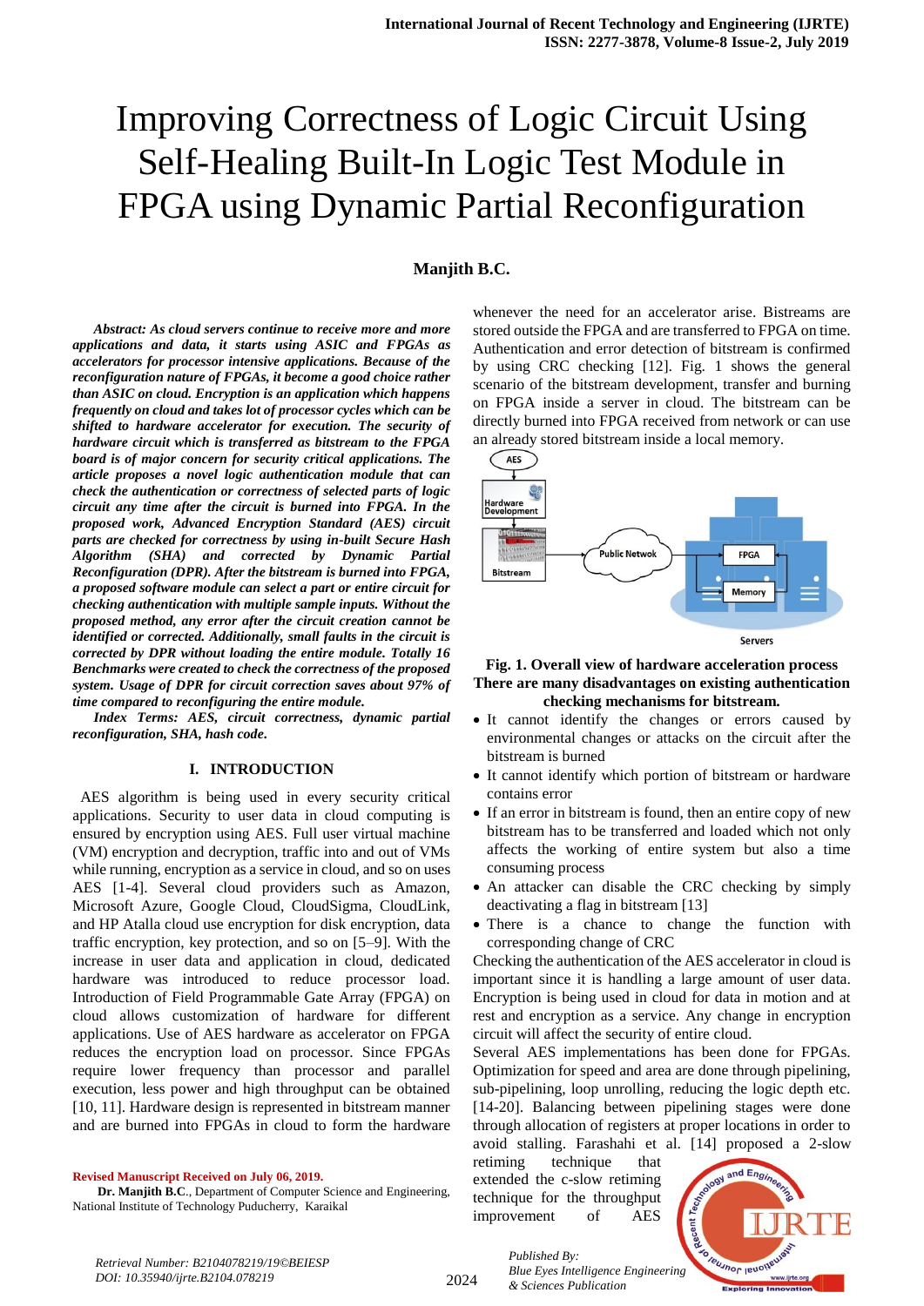# Improving Correctness of Logic Circuit Using Self-Healing Built-In Logic Test Module in FPGA using Dynamic Partial Reconfiguration

**Manjith B.C.**

***Abstract:*** ***As cloud servers continue to receive more and more applications and data, it starts using ASIC and FPGAs as accelerators for processor intensive applications. Because of the reconfiguration nature of FPGAs, it become a good choice rather than ASIC on cloud. Encryption is an application which happens frequently on cloud and takes lot of processor cycles which can be shifted to hardware accelerator for execution. The security of hardware circuit which is transferred as bitstream to the FPGA board is of major concern for security critical applications. The article proposes a novel logic authentication module that can check the authentication or correctness of selected parts of logic circuit any time after the circuit is burned into FPGA. In the proposed work, Advanced Encryption Standard (AES) circuit parts are checked for correctness by using in-built Secure Hash Algorithm (SHA) and corrected by Dynamic Partial Reconfiguration (DPR). After the bitstream is burned into FPGA, a proposed software module can select a part or entire circuit for checking authentication with multiple sample inputs. Without the proposed method, any error after the circuit creation cannot be identified or corrected. Additionally, small faults in the circuit is corrected by DPR without loading the entire module. Totally 16 Benchmarks were created to check the correctness of the proposed system. Usage of DPR for circuit correction saves about 97% of time compared to reconfiguring the entire module.***

***Index Terms:*** ***AES, circuit correctness, dynamic partial reconfiguration, SHA, hash code.***

## I. INTRODUCTION

AES algorithm is being used in every security critical applications. Security to user data in cloud computing is ensured by encryption using AES. Full user virtual machine (VM) encryption and decryption, traffic into and out of VMs while running, encryption as a service in cloud, and so on uses AES [1-4]. Several cloud providers such as Amazon, Microsoft Azure, Google Cloud, CloudSigma, CloudLink, and HP Atalla cloud use encryption for disk encryption, data traffic encryption, key protection, and so on [5–9]. With the increase in user data and application in cloud, dedicated hardware was introduced to reduce processor load. Introduction of Field Programmable Gate Array (FPGA) on cloud allows customization of hardware for different applications. Use of AES hardware as accelerator on FPGA reduces the encryption load on processor. Since FPGAs require lower frequency than processor and parallel execution, less power and high throughput can be obtained [10, 11]. Hardware design is represented in bitstream manner and are burned into FPGAs in cloud to form the hardware whenever the need for an accelerator arise. Bistreams are stored outside the FPGA and are transferred to FPGA on time. Authentication and error detection of bitstream is confirmed by using CRC checking [12]. Fig. 1 shows the general scenario of the bitstream development, transfer and burning on FPGA inside a server in cloud. The bitstream can be directly burned into FPGA received from network or can use an already stored bitstream inside a local memory.

**Fig. 1. Overall view of hardware acceleration process**

**There are many disadvantages on existing authentication checking mechanisms for bitstream.**

- It cannot identify the changes or errors caused by environmental changes or attacks on the circuit after the bitstream is burned
- It cannot identify which portion of bitstream or hardware contains error
- If an error in bitstream is found, then an entire copy of new bitstream has to be transferred and loaded which not only affects the working of entire system but also a time consuming process
- An attacker can disable the CRC checking by simply deactivating a flag in bitstream [13]
- There is a chance to change the function with corresponding change of CRC

Checking the authentication of the AES accelerator in cloud is important since it is handling a large amount of user data. Encryption is being used in cloud for data in motion and at rest and encryption as a service. Any change in encryption circuit will affect the security of entire cloud.

Several AES implementations has been done for FPGAs. Optimization for speed and area are done through pipelining, sub-pipelining, loop unrolling, reducing the logic depth etc. [14-20]. Balancing between pipelining stages were done through allocation of registers at proper locations in order to avoid stalling. Farashahi et al. [14] proposed a 2-slow retiming technique that extended the c-slow retiming technique for the throughput improvement of AES

**Revised Manuscript Received on July 06, 2019.**

**Dr. Manjith B.C**., Department of Computer Science and Engineering, National Institute of Technology Puducherry, Karaikal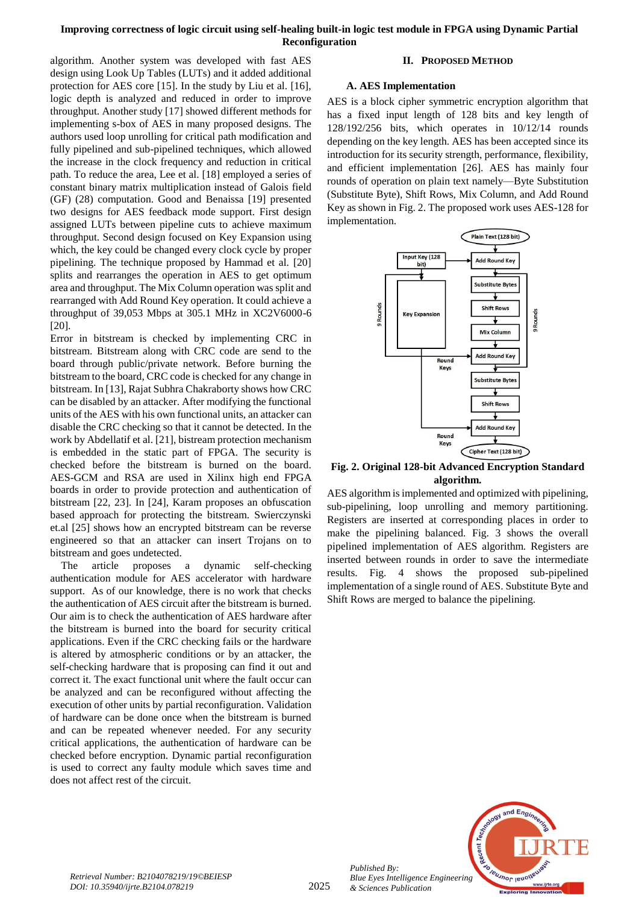algorithm. Another system was developed with fast AES design using Look Up Tables (LUTs) and it added additional protection for AES core [15]. In the study by Liu et al. [16], logic depth is analyzed and reduced in order to improve throughput. Another study [17] showed different methods for implementing s-box of AES in many proposed designs. The authors used loop unrolling for critical path modification and fully pipelined and sub-pipelined techniques, which allowed the increase in the clock frequency and reduction in critical path. To reduce the area, Lee et al. [18] employed a series of constant binary matrix multiplication instead of Galois field (GF) (28) computation. Good and Benaissa [19] presented two designs for AES feedback mode support. First design assigned LUTs between pipeline cuts to achieve maximum throughput. Second design focused on Key Expansion using which, the key could be changed every clock cycle by proper pipelining. The technique proposed by Hammad et al. [20] splits and rearranges the operation in AES to get optimum area and throughput. The Mix Column operation was split and rearranged with Add Round Key operation. It could achieve a throughput of 39,053 Mbps at 305.1 MHz in XC2V6000-6 [20].

Error in bitstream is checked by implementing CRC in bitstream. Bitstream along with CRC code are send to the board through public/private network. Before burning the bitstream to the board, CRC code is checked for any change in bitstream. In [13], Rajat Subhra Chakraborty shows how CRC can be disabled by an attacker. After modifying the functional units of the AES with his own functional units, an attacker can disable the CRC checking so that it cannot be detected. In the work by Abdellatif et al. [21], bistream protection mechanism is embedded in the static part of FPGA. The security is checked before the bitstream is burned on the board. AES-GCM and RSA are used in Xilinx high end FPGA boards in order to provide protection and authentication of bitstream [22, 23]. In [24], Karam proposes an obfuscation based approach for protecting the bitstream. Swierczynski et.al [25] shows how an encrypted bitstream can be reverse engineered so that an attacker can insert Trojans on to bitstream and goes undetected.

The article proposes a dynamic self-checking authentication module for AES accelerator with hardware support. As of our knowledge, there is no work that checks the authentication of AES circuit after the bitstream is burned. Our aim is to check the authentication of AES hardware after the bitstream is burned into the board for security critical applications. Even if the CRC checking fails or the hardware is altered by atmospheric conditions or by an attacker, the self-checking hardware that is proposing can find it out and correct it. The exact functional unit where the fault occur can be analyzed and can be reconfigured without affecting the execution of other units by partial reconfiguration. Validation of hardware can be done once when the bitstream is burned and can be repeated whenever needed. For any security critical applications, the authentication of hardware can be checked before encryption. Dynamic partial reconfiguration is used to correct any faulty module which saves time and does not affect rest of the circuit.

## II. PROPOSED METHOD

### A. AES Implementation

AES is a block cipher symmetric encryption algorithm that has a fixed input length of 128 bits and key length of 128/192/256 bits, which operates in 10/12/14 rounds depending on the key length. AES has been accepted since its introduction for its security strength, performance, flexibility, and efficient implementation [26]. AES has mainly four rounds of operation on plain text namely—Byte Substitution (Substitute Byte), Shift Rows, Mix Column, and Add Round Key as shown in Fig. 2. The proposed work uses AES-128 for implementation.

**Fig. 2. Original 128-bit Advanced Encryption Standard algorithm.**

AES algorithm is implemented and optimized with pipelining, sub-pipelining, loop unrolling and memory partitioning. Registers are inserted at corresponding places in order to make the pipelining balanced. Fig. 3 shows the overall pipelined implementation of AES algorithm. Registers are inserted between rounds in order to save the intermediate results. Fig. 4 shows the proposed sub-pipelined implementation of a single round of AES. Substitute Byte and Shift Rows are merged to balance the pipelining.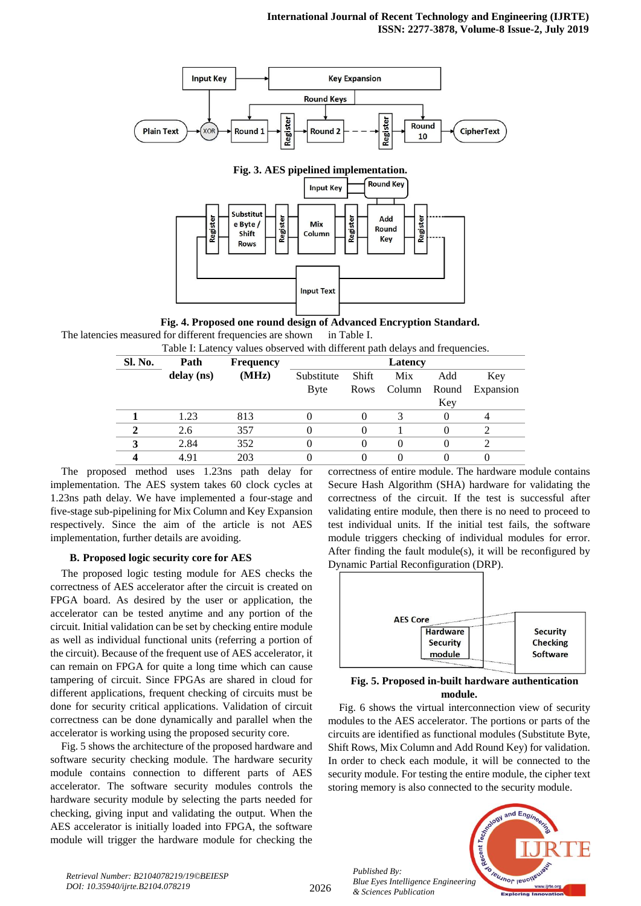**Fig. 3. AES pipelined implementation.**

**Fig. 4. Proposed one round design of Advanced Encryption Standard.**

The latencies measured for different frequencies are shown in Table I.

Table I: Latency values observed with different path delays and frequencies.

| Sl. No. | Path delay (ns) | Frequency (MHz) | Latency | | | | |
|---|---|---|---|---|---|---|---|
| | | | Substitute Byte | Shift Rows | Mix Column | Add Round Key | Key Expansion |
| **1** | 1.23 | 813 | 0 | 0 | 3 | 0 | 4 |
| **2** | 2.6 | 357 | 0 | 0 | 1 | 0 | 2 |
| **3** | 2.84 | 352 | 0 | 0 | 0 | 0 | 2 |
| **4** | 4.91 | 203 | 0 | 0 | 0 | 0 | 0 |

The proposed method uses 1.23ns path delay for implementation. The AES system takes 60 clock cycles at 1.23ns path delay. We have implemented a four-stage and five-stage sub-pipelining for Mix Column and Key Expansion respectively. Since the aim of the article is not AES implementation, further details are avoiding.

### B. Proposed logic security core for AES

The proposed logic testing module for AES checks the correctness of AES accelerator after the circuit is created on FPGA board. As desired by the user or application, the accelerator can be tested anytime and any portion of the circuit. Initial validation can be set by checking entire module as well as individual functional units (referring a portion of the circuit). Because of the frequent use of AES accelerator, it can remain on FPGA for quite a long time which can cause tampering of circuit. Since FPGAs are shared in cloud for different applications, frequent checking of circuits must be done for security critical applications. Validation of circuit correctness can be done dynamically and parallel when the accelerator is working using the proposed security core.

Fig. 5 shows the architecture of the proposed hardware and software security checking module. The hardware security module contains connection to different parts of AES accelerator. The software security modules controls the hardware security module by selecting the parts needed for checking, giving input and validating the output. When the AES accelerator is initially loaded into FPGA, the software module will trigger the hardware module for checking the correctness of entire module. The hardware module contains Secure Hash Algorithm (SHA) hardware for validating the correctness of the circuit. If the test is successful after validating entire module, then there is no need to proceed to test individual units. If the initial test fails, the software module triggers checking of individual modules for error. After finding the fault module(s), it will be reconfigured by Dynamic Partial Reconfiguration (DRP).

**Fig. 5. Proposed in-built hardware authentication module.**

Fig. 6 shows the virtual interconnection view of security modules to the AES accelerator. The portions or parts of the circuits are identified as functional modules (Substitute Byte, Shift Rows, Mix Column and Add Round Key) for validation. In order to check each module, it will be connected to the security module. For testing the entire module, the cipher text storing memory is also connected to the security module.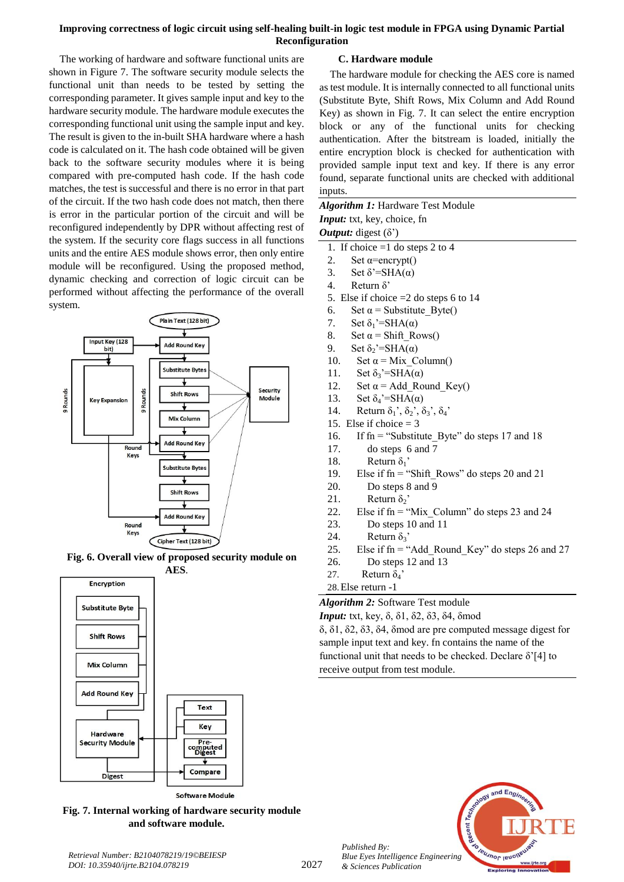The working of hardware and software functional units are shown in Figure 7. The software security module selects the functional unit than needs to be tested by setting the corresponding parameter. It gives sample input and key to the hardware security module. The hardware module executes the corresponding functional unit using the sample input and key. The result is given to the in-built SHA hardware where a hash code is calculated on it. The hash code obtained will be given back to the software security modules where it is being compared with pre-computed hash code. If the hash code matches, the test is successful and there is no error in that part of the circuit. If the two hash code does not match, then there is error in the particular portion of the circuit and will be reconfigured independently by DPR without affecting rest of the system. If the security core flags success in all functions units and the entire AES module shows error, then only entire module will be reconfigured. Using the proposed method, dynamic checking and correction of logic circuit can be performed without affecting the performance of the overall system.

**Fig. 6. Overall view of proposed security module on AES.**

**Fig. 7. Internal working of hardware security module and software module.**

### C. Hardware module

The hardware module for checking the AES core is named as test module. It is internally connected to all functional units (Substitute Byte, Shift Rows, Mix Column and Add Round Key) as shown in Fig. 7. It can select the entire encryption block or any of the functional units for checking authentication. After the bitstream is loaded, initially the entire encryption block is checked for authentication with provided sample input text and key. If there is any error found, separate functional units are checked with additional inputs.

***Algorithm 1:*** Hardware Test Module
***Input:*** txt, key, choice, fn
***Output:*** digest ($\delta$')

1. If choice =1 do steps 2 to 4
2. Set $\alpha$=encrypt()
3. Set $\delta$'=SHA($\alpha$)
4. Return $\delta$'
5. Else if choice =2 do steps 6 to 14
6. Set $\alpha$ = Substitute_Byte()
7. Set $\delta_1$'=SHA($\alpha$)
8. Set $\alpha$ = Shift_Rows()
9. Set $\delta_2$'=SHA($\alpha$)
10. Set $\alpha$ = Mix_Column()
11. Set $\delta_3$'=SHA($\alpha$)
12. Set $\alpha$ = Add_Round_Key()
13. Set $\delta_4$'=SHA($\alpha$)
14. Return $\delta_1$', $\delta_2$', $\delta_3$', $\delta_4$'
15. Else if choice = 3
16. If fn = "Substitute_Byte" do steps 17 and 18
17. do steps 6 and 7
18. Return $\delta_1$'
19. Else if fn = "Shift_Rows" do steps 20 and 21
20. Do steps 8 and 9
21. Return $\delta_2$'
22. Else if fn = "Mix_Column" do steps 23 and 24
23. Do steps 10 and 11
24. Return $\delta_3$'
25. Else if fn = "Add_Round_Key" do steps 26 and 27
26. Do steps 12 and 13
27. Return $\delta_4$'
28. Else return -1

***Algorithm 2:*** Software Test module
***Input:*** txt, key, $\delta$, $\delta$1, $\delta$2, $\delta$3, $\delta$4, $\delta$mod

$\delta$, $\delta$1, $\delta$2, $\delta$3, $\delta$4, $\delta$mod are pre computed message digest for sample input text and key. fn contains the name of the functional unit that needs to be checked. Declare $\delta$'[4] to receive output from test module.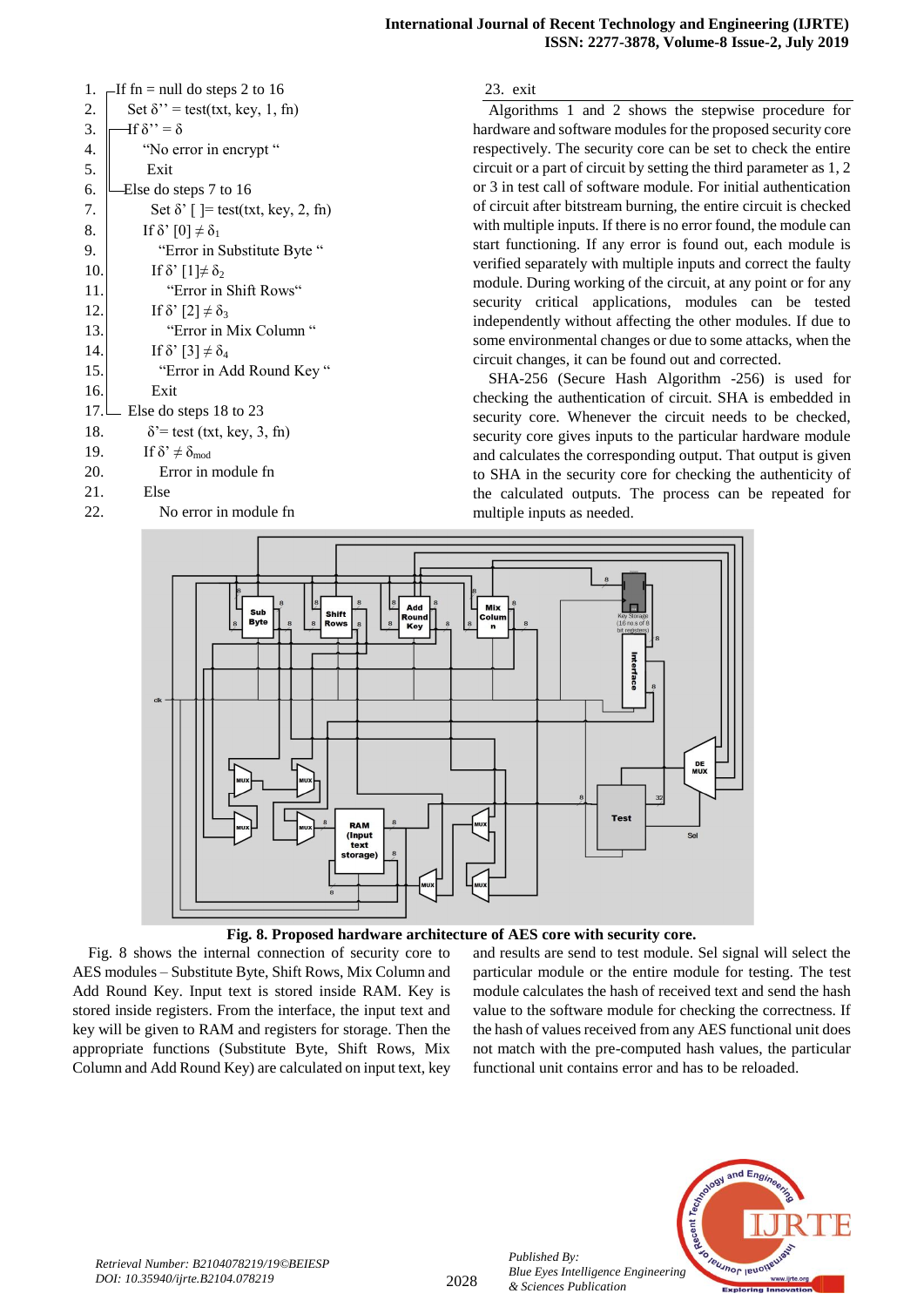1. If fn = null do steps 2 to 16
2. Set $\delta''$ = test(txt, key, 1, fn)
3. If $\delta'' = \delta$
4. "No error in encrypt "
5. Exit
6. Else do steps 7 to 16
7. Set $\delta'$ [ ]= test(txt, key, 2, fn)
8. If $\delta'$ [0] $\neq \delta_1$
9. "Error in Substitute Byte "
10. If $\delta'$ [1]$\neq \delta_2$
11. "Error in Shift Rows"
12. If $\delta'$ [2] $\neq \delta_3$
13. "Error in Mix Column "
14. If $\delta'$ [3] $\neq \delta_4$
15. "Error in Add Round Key "
16. Exit
17. Else do steps 18 to 23
18. $\delta'$= test (txt, key, 3, fn)
19. If $\delta' \neq \delta_{mod}$
20. Error in module fn
21. Else
22. No error in module fn
23. exit

Algorithms 1 and 2 shows the stepwise procedure for hardware and software modules for the proposed security core respectively. The security core can be set to check the entire circuit or a part of circuit by setting the third parameter as 1, 2 or 3 in test call of software module. For initial authentication of circuit after bitstream burning, the entire circuit is checked with multiple inputs. If there is no error found, the module can start functioning. If any error is found out, each module is verified separately with multiple inputs and correct the faulty module. During working of the circuit, at any point or for any security critical applications, modules can be tested independently without affecting the other modules. If due to some environmental changes or due to some attacks, when the circuit changes, it can be found out and corrected.

SHA-256 (Secure Hash Algorithm -256) is used for checking the authentication of circuit. SHA is embedded in security core. Whenever the circuit needs to be checked, security core gives inputs to the particular hardware module and calculates the corresponding output. That output is given to SHA in the security core for checking the authenticity of the calculated outputs. The process can be repeated for multiple inputs as needed.

**Fig. 8. Proposed hardware architecture of AES core with security core.**

Fig. 8 shows the internal connection of security core to AES modules – Substitute Byte, Shift Rows, Mix Column and Add Round Key. Input text is stored inside RAM. Key is stored inside registers. From the interface, the input text and key will be given to RAM and registers for storage. Then the appropriate functions (Substitute Byte, Shift Rows, Mix Column and Add Round Key) are calculated on input text, key and results are send to test module. Sel signal will select the particular module or the entire module for testing. The test module calculates the hash of received text and send the hash value to the software module for checking the correctness. If the hash of values received from any AES functional unit does not match with the pre-computed hash values, the particular functional unit contains error and has to be reloaded.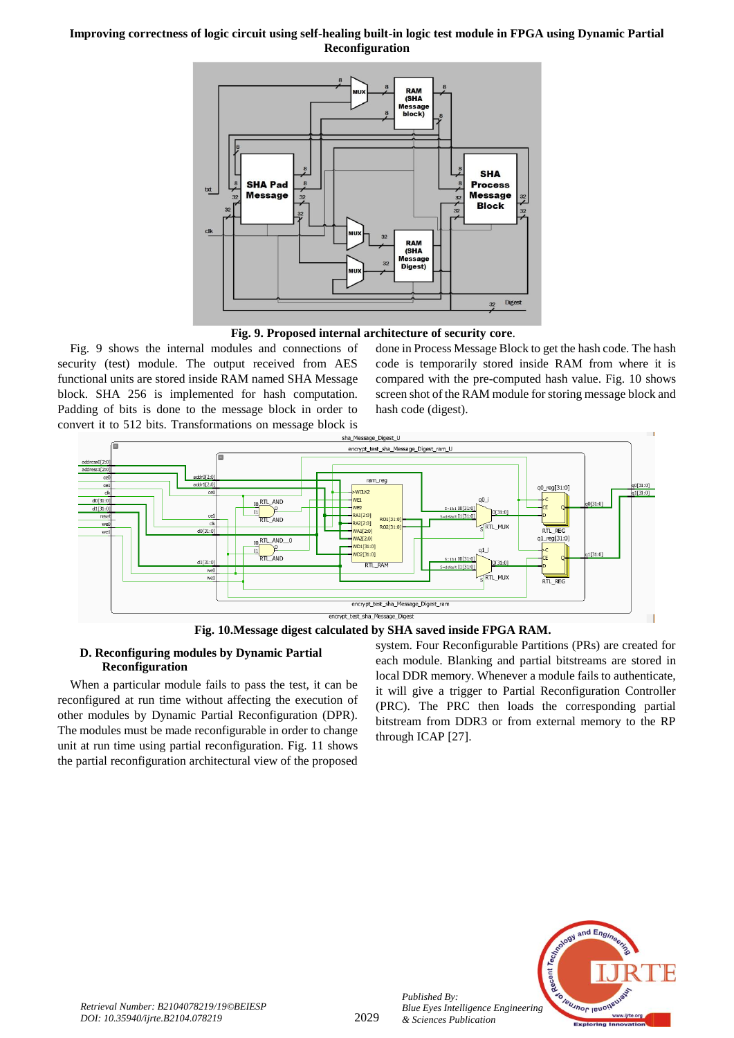**Fig. 9. Proposed internal architecture of security core**.

Fig. 9 shows the internal modules and connections of security (test) module. The output received from AES functional units are stored inside RAM named SHA Message block. SHA 256 is implemented for hash computation. Padding of bits is done to the message block in order to convert it to 512 bits. Transformations on message block is done in Process Message Block to get the hash code. The hash code is temporarily stored inside RAM from where it is compared with the pre-computed hash value. Fig. 10 shows screen shot of the RAM module for storing message block and hash code (digest).

**Fig. 10.Message digest calculated by SHA saved inside FPGA RAM.**

### D. Reconfiguring modules by Dynamic Partial Reconfiguration

When a particular module fails to pass the test, it can be reconfigured at run time without affecting the execution of other modules by Dynamic Partial Reconfiguration (DPR). The modules must be made reconfigurable in order to change unit at run time using partial reconfiguration. Fig. 11 shows the partial reconfiguration architectural view of the proposed system. Four Reconfigurable Partitions (PRs) are created for each module. Blanking and partial bitstreams are stored in local DDR memory. Whenever a module fails to authenticate, it will give a trigger to Partial Reconfiguration Controller (PRC). The PRC then loads the corresponding partial bitstream from DDR3 or from external memory to the RP through ICAP [27].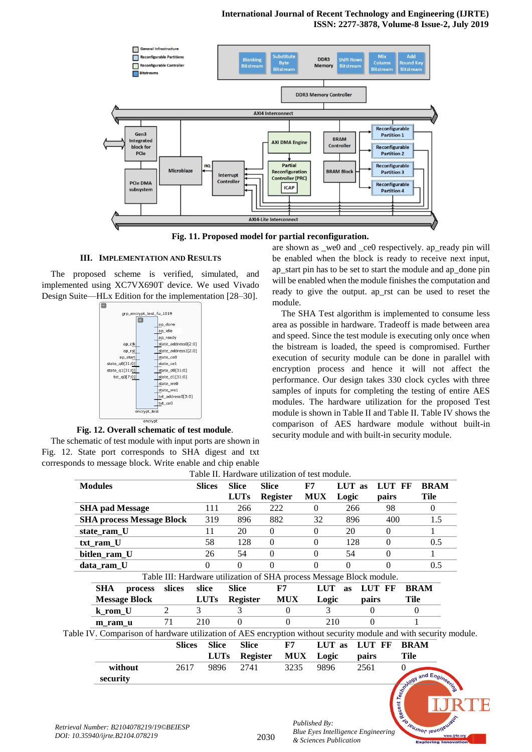Fig. 11. Proposed model for partial reconfiguration.

## III. IMPLEMENTATION AND RESULTS

The proposed scheme is verified, simulated, and implemented using XC7VX690T device. We used Vivado Design Suite—HLx Edition for the implementation [28–30].

Fig. 12. Overall schematic of test module.

The schematic of test module with input ports are shown in Fig. 12. State port corresponds to SHA digest and txt corresponds to message block. Write enable and chip enable are shown as _we0 and _ce0 respectively. ap_ready pin will be enabled when the block is ready to receive next input, ap_start pin has to be set to start the module and ap_done pin will be enabled when the module finishes the computation and ready to give the output. ap_rst can be used to reset the module.

The SHA Test algorithm is implemented to consume less area as possible in hardware. Tradeoff is made between area and speed. Since the test module is executing only once when the bistream is loaded, the speed is compromised. Further execution of security module can be done in parallel with encryption process and hence it will not affect the performance. Our design takes 330 clock cycles with three samples of inputs for completing the testing of entire AES modules. The hardware utilization for the proposed Test module is shown in Table II and Table II. Table IV shows the comparison of AES hardware module without built-in security module and with built-in security module.

Table II. Hardware utilization of test module.

| Modules | Slices | Slice LUTs | Slice Register | F7 MUX | LUT as Logic | LUT FF pairs | BRAM Tile |
|---|---|---|---|---|---|---|---|
| **SHA pad Message** | 111 | 266 | 222 | 0 | 266 | 98 | 0 |
| **SHA process Message Block** | 319 | 896 | 882 | 32 | 896 | 400 | 1.5 |
| **state_ram_U** | 11 | 20 | 0 | 0 | 20 | 0 | 1 |
| **txt_ram_U** | 58 | 128 | 0 | 0 | 128 | 0 | 0.5 |
| **bitlen_ram_U** | 26 | 54 | 0 | 0 | 54 | 0 | 1 |
| **data_ram_U** | 0 | 0 | 0 | 0 | 0 | 0 | 0.5 |

Table III: Hardware utilization of SHA process Message Block module.

| SHA process Message Block | slices | slice LUTs | Slice Register | F7 MUX | LUT as Logic | LUT FF pairs | BRAM Tile |
|---|---|---|---|---|---|---|---|
| **k_rom_U** | 2 | 3 | 3 | 0 | 3 | 0 | 0 |
| **m_ram_u** | 71 | 210 | 0 | 0 | 210 | 0 | 1 |

Table IV. Comparison of hardware utilization of AES encryption without security module and with security module.

| | Slices | Slice LUTs | Slice Register | F7 MUX | LUT as Logic | LUT FF pairs | BRAM Tile |
|---|---|---|---|---|---|---|---|
| **without security** | 2617 | 9896 | 2741 | 3235 | 9896 | 2561 | 0 |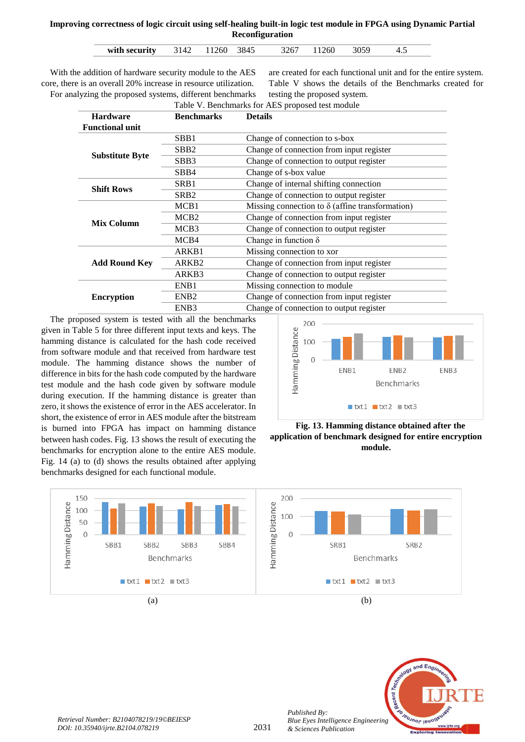| with security | 3142 | 11260 | 3845 | 3267 | 11260 | 3059 | 4.5 |
|---|---|---|---|---|---|---|---|

With the addition of hardware security module to the AES core, there is an overall 20% increase in resource utilization. For analyzing the proposed systems, different benchmarks are created for each functional unit and for the entire system. Table V shows the details of the Benchmarks created for testing the proposed system.

Table V. Benchmarks for AES proposed test module

| Hardware Functional unit | Benchmarks | Details |
|---|---|---|
| Substitute Byte | SBB1 | Change of connection to s-box |
| | SBB2 | Change of connection from input register |
| | SBB3 | Change of connection to output register |
| | SBB4 | Change of s-box value |
| Shift Rows | SRB1 | Change of internal shifting connection |
| | SRB2 | Change of connection to output register |
| Mix Column | MCB1 | Missing connection to δ (affine transformation) |
| | MCB2 | Change of connection from input register |
| | MCB3 | Change of connection to output register |
| | MCB4 | Change in function δ |
| Add Round Key | ARKB1 | Missing connection to xor |
| | ARKB2 | Change of connection from input register |
| | ARKB3 | Change of connection to output register |
| Encryption | ENB1 | Missing connection to module |
| | ENB2 | Change of connection from input register |
| | ENB3 | Change of connection to output register |

The proposed system is tested with all the benchmarks given in Table 5 for three different input texts and keys. The hamming distance is calculated for the hash code received from software module and that received from hardware test module. The hamming distance shows the number of difference in bits for the hash code computed by the hardware test module and the hash code given by software module during execution. If the hamming distance is greater than zero, it shows the existence of error in the AES module. In short, the existence of error in AES module after the bitstream is burned into FPGA has impact on hamming distance between hash codes. Fig. 13 shows the result of executing the benchmarks for encryption alone to the entire AES module. Fig. 14 (a) to (d) shows the results obtained after applying benchmarks designed for each functional module.

**Fig. 13. Hamming distance obtained after the application of benchmark designed for entire encryption module.**

(a)

(b)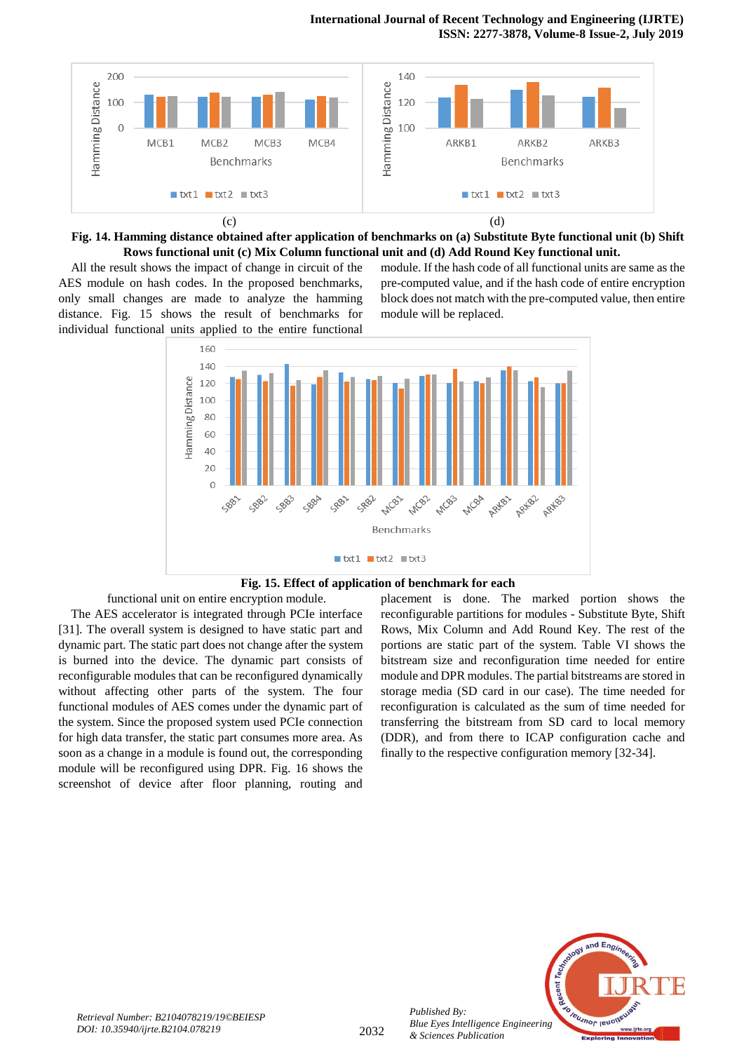(c) (d)

**Fig. 14. Hamming distance obtained after application of benchmarks on (a) Substitute Byte functional unit (b) Shift Rows functional unit (c) Mix Column functional unit and (d) Add Round Key functional unit.**

All the result shows the impact of change in circuit of the AES module on hash codes. In the proposed benchmarks, only small changes are made to analyze the hamming distance. Fig. 15 shows the result of benchmarks for individual functional units applied to the entire functional module. If the hash code of all functional units are same as the pre-computed value, and if the hash code of entire encryption block does not match with the pre-computed value, then entire module will be replaced.

**Fig. 15. Effect of application of benchmark for each functional unit on entire encryption module.**

The AES accelerator is integrated through PCIe interface [31]. The overall system is designed to have static part and dynamic part. The static part does not change after the system is burned into the device. The dynamic part consists of reconfigurable modules that can be reconfigured dynamically without affecting other parts of the system. The four functional modules of AES comes under the dynamic part of the system. Since the proposed system used PCIe connection for high data transfer, the static part consumes more area. As soon as a change in a module is found out, the corresponding module will be reconfigured using DPR. Fig. 16 shows the screenshot of device after floor planning, routing and placement is done. The marked portion shows the reconfigurable partitions for modules - Substitute Byte, Shift Rows, Mix Column and Add Round Key. The rest of the portions are static part of the system. Table VI shows the bitstream size and reconfiguration time needed for entire module and DPR modules. The partial bitstreams are stored in storage media (SD card in our case). The time needed for reconfiguration is calculated as the sum of time needed for transferring the bitstream from SD card to local memory (DDR), and from there to ICAP configuration cache and finally to the respective configuration memory [32-34].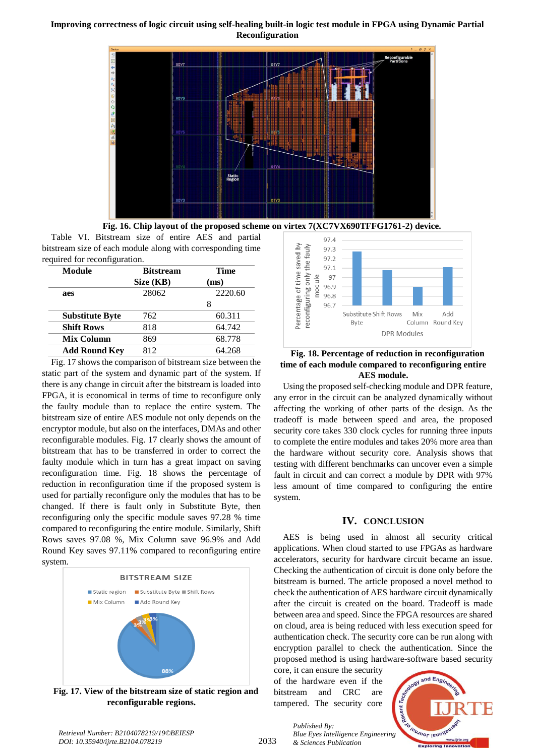Fig. 16. Chip layout of the proposed scheme on virtex 7(XC7VX690TFFG1761-2) device.

Table VI. Bitstream size of entire AES and partial bitstream size of each module along with corresponding time required for reconfiguration.

| Module | Bitstream Size (KB) | Time (ms) |
|---|---|---|
| aes | 28062 | 2220.608 |
| Substitute Byte | 762 | 60.311 |
| Shift Rows | 818 | 64.742 |
| Mix Column | 869 | 68.778 |
| Add Round Key | 812 | 64.268 |

Fig. 17 shows the comparison of bitstream size between the static part of the system and dynamic part of the system. If there is any change in circuit after the bitstream is loaded into FPGA, it is economical in terms of time to reconfigure only the faulty module than to replace the entire system. The bitstream size of entire AES module not only depends on the encryptor module, but also on the interfaces, DMAs and other reconfigurable modules. Fig. 17 clearly shows the amount of bitstream that has to be transferred in order to correct the faulty module which in turn has a great impact on saving reconfiguration time. Fig. 18 shows the percentage of reduction in reconfiguration time if the proposed system is used for partially reconfigure only the modules that has to be changed. If there is fault only in Substitute Byte, then reconfiguring only the specific module saves 97.28 % time compared to reconfiguring the entire module. Similarly, Shift Rows saves 97.08 %, Mix Column save 96.9% and Add Round Key saves 97.11% compared to reconfiguring entire system.

Fig. 17. View of the bitstream size of static region and reconfigurable regions.

Fig. 18. Percentage of reduction in reconfiguration time of each module compared to reconfiguring entire AES module.

Using the proposed self-checking module and DPR feature, any error in the circuit can be analyzed dynamically without affecting the working of other parts of the design. As the tradeoff is made between speed and area, the proposed security core takes 330 clock cycles for running three inputs to complete the entire modules and takes 20% more area than the hardware without security core. Analysis shows that testing with different benchmarks can uncover even a simple fault in circuit and can correct a module by DPR with 97% less amount of time compared to configuring the entire system.

## IV. CONCLUSION

AES is being used in almost all security critical applications. When cloud started to use FPGAs as hardware accelerators, security for hardware circuit became an issue. Checking the authentication of circuit is done only before the bitstream is burned. The article proposed a novel method to check the authentication of AES hardware circuit dynamically after the circuit is created on the board. Tradeoff is made between area and speed. Since the FPGA resources are shared on cloud, area is being reduced with less execution speed for authentication check. The security core can be run along with encryption parallel to check the authentication. Since the proposed method is using hardware-software based security core, it can ensure the security of the hardware even if the bitstream and CRC are tampered. The security core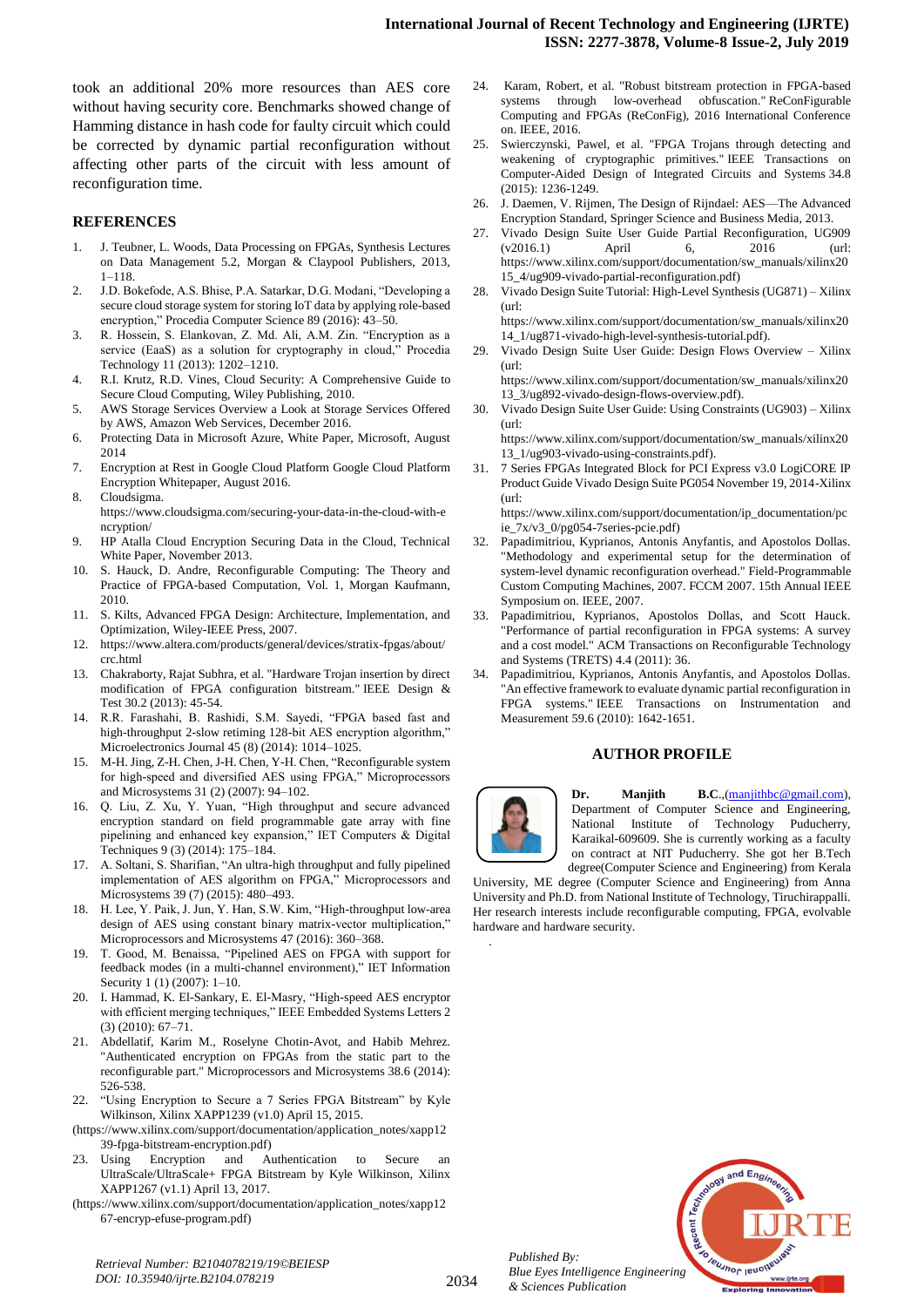took an additional 20% more resources than AES core without having security core. Benchmarks showed change of Hamming distance in hash code for faulty circuit which could be corrected by dynamic partial reconfiguration without affecting other parts of the circuit with less amount of reconfiguration time.

## REFERENCES

1. J. Teubner, L. Woods, Data Processing on FPGAs, Synthesis Lectures on Data Management 5.2, Morgan & Claypool Publishers, 2013, 1–118.
2. J.D. Bokefode, A.S. Bhise, P.A. Satarkar, D.G. Modani, "Developing a secure cloud storage system for storing IoT data by applying role-based encryption," Procedia Computer Science 89 (2016): 43–50.
3. R. Hossein, S. Elankovan, Z. Md. Ali, A.M. Zin. "Encryption as a service (EaaS) as a solution for cryptography in cloud," Procedia Technology 11 (2013): 1202–1210.
4. R.I. Krutz, R.D. Vines, Cloud Security: A Comprehensive Guide to Secure Cloud Computing, Wiley Publishing, 2010.
5. AWS Storage Services Overview a Look at Storage Services Offered by AWS, Amazon Web Services, December 2016.
6. Protecting Data in Microsoft Azure, White Paper, Microsoft, August 2014
7. Encryption at Rest in Google Cloud Platform Google Cloud Platform Encryption Whitepaper, August 2016.
8. Cloudsigma. https://www.cloudsigma.com/securing-your-data-in-the-cloud-with-encryption/
9. HP Atalla Cloud Encryption Securing Data in the Cloud, Technical White Paper, November 2013.
10. S. Hauck, D. Andre, Reconfigurable Computing: The Theory and Practice of FPGA-based Computation, Vol. 1, Morgan Kaufmann, 2010.
11. S. Kilts, Advanced FPGA Design: Architecture, Implementation, and Optimization, Wiley-IEEE Press, 2007.
12. https://www.altera.com/products/general/devices/stratix-fpgas/about/crc.html
13. Chakraborty, Rajat Subhra, et al. "Hardware Trojan insertion by direct modification of FPGA configuration bitstream." IEEE Design & Test 30.2 (2013): 45-54.
14. R.R. Farashahi, B. Rashidi, S.M. Sayedi, "FPGA based fast and high-throughput 2-slow retiming 128-bit AES encryption algorithm," Microelectronics Journal 45 (8) (2014): 1014–1025.
15. M-H. Jing, Z-H. Chen, J-H. Chen, Y-H. Chen, "Reconfigurable system for high-speed and diversified AES using FPGA," Microprocessors and Microsystems 31 (2) (2007): 94–102.
16. Q. Liu, Z. Xu, Y. Yuan, "High throughput and secure advanced encryption standard on field programmable gate array with fine pipelining and enhanced key expansion," IET Computers & Digital Techniques 9 (3) (2014): 175–184.
17. A. Soltani, S. Sharifian, "An ultra-high throughput and fully pipelined implementation of AES algorithm on FPGA," Microprocessors and Microsystems 39 (7) (2015): 480–493.
18. H. Lee, Y. Paik, J. Jun, Y. Han, S.W. Kim, "High-throughput low-area design of AES using constant binary matrix-vector multiplication," Microprocessors and Microsystems 47 (2016): 360–368.
19. T. Good, M. Benaissa, "Pipelined AES on FPGA with support for feedback modes (in a multi-channel environment)," IET Information Security 1 (1) (2007): 1–10.
20. I. Hammad, K. El-Sankary, E. El-Masry, "High-speed AES encryptor with efficient merging techniques," IEEE Embedded Systems Letters 2 (3) (2010): 67–71.
21. Abdellatif, Karim M., Roselyne Chotin-Avot, and Habib Mehrez. "Authenticated encryption on FPGAs from the static part to the reconfigurable part." Microprocessors and Microsystems 38.6 (2014): 526-538.
22. "Using Encryption to Secure a 7 Series FPGA Bitstream" by Kyle Wilkinson, Xilinx XAPP1239 (v1.0) April 15, 2015. (https://www.xilinx.com/support/documentation/application_notes/xapp1239-fpga-bitstream-encryption.pdf)
23. Using Encryption and Authentication to Secure an UltraScale/UltraScale+ FPGA Bitstream by Kyle Wilkinson, Xilinx XAPP1267 (v1.1) April 13, 2017. (https://www.xilinx.com/support/documentation/application_notes/xapp1267-encryp-efuse-program.pdf)
24. Karam, Robert, et al. "Robust bitstream protection in FPGA-based systems through low-overhead obfuscation." ReConFigurable Computing and FPGAs (ReConFig), 2016 International Conference on. IEEE, 2016.
25. Swierczynski, Pawel, et al. "FPGA Trojans through detecting and weakening of cryptographic primitives." IEEE Transactions on Computer-Aided Design of Integrated Circuits and Systems 34.8 (2015): 1236-1249.
26. J. Daemen, V. Rijmen, The Design of Rijndael: AES—The Advanced Encryption Standard, Springer Science and Business Media, 2013.
27. Vivado Design Suite User Guide Partial Reconfiguration, UG909 (v2016.1) April 6, 2016 (url: https://www.xilinx.com/support/documentation/sw_manuals/xilinx2015_4/ug909-vivado-partial-reconfiguration.pdf)
28. Vivado Design Suite Tutorial: High-Level Synthesis (UG871) – Xilinx (url: https://www.xilinx.com/support/documentation/sw_manuals/xilinx2014_1/ug871-vivado-high-level-synthesis-tutorial.pdf).
29. Vivado Design Suite User Guide: Design Flows Overview – Xilinx (url: https://www.xilinx.com/support/documentation/sw_manuals/xilinx2013_3/ug892-vivado-design-flows-overview.pdf).
30. Vivado Design Suite User Guide: Using Constraints (UG903) – Xilinx (url: https://www.xilinx.com/support/documentation/sw_manuals/xilinx2013_1/ug903-vivado-using-constraints.pdf).
31. 7 Series FPGAs Integrated Block for PCI Express v3.0 LogiCORE IP Product Guide Vivado Design Suite PG054 November 19, 2014-Xilinx (url: https://www.xilinx.com/support/documentation/ip_documentation/pcie_7x/v3_0/pg054-7series-pcie.pdf)
32. Papadimitriou, Kyprianos, Antonis Anyfantis, and Apostolos Dollas. "Methodology and experimental setup for the determination of system-level dynamic reconfiguration overhead." Field-Programmable Custom Computing Machines, 2007. FCCM 2007. 15th Annual IEEE Symposium on. IEEE, 2007.
33. Papadimitriou, Kyprianos, Apostolos Dollas, and Scott Hauck. "Performance of partial reconfiguration in FPGA systems: A survey and a cost model." ACM Transactions on Reconfigurable Technology and Systems (TRETS) 4.4 (2011): 36.
34. Papadimitriou, Kyprianos, Antonis Anyfantis, and Apostolos Dollas. "An effective framework to evaluate dynamic partial reconfiguration in FPGA systems." IEEE Transactions on Instrumentation and Measurement 59.6 (2010): 1642-1651.

## AUTHOR PROFILE

**Dr. Manjith B.C.**,(manjithbc@gmail.com), Department of Computer Science and Engineering, National Institute of Technology Puducherry, Karaikal-609609. She is currently working as a faculty on contract at NIT Puducherry. She got her B.Tech degree(Computer Science and Engineering) from Kerala University, ME degree (Computer Science and Engineering) from Anna University and Ph.D. from National Institute of Technology, Tiruchirappalli. Her research interests include reconfigurable computing, FPGA, evolvable hardware and hardware security.